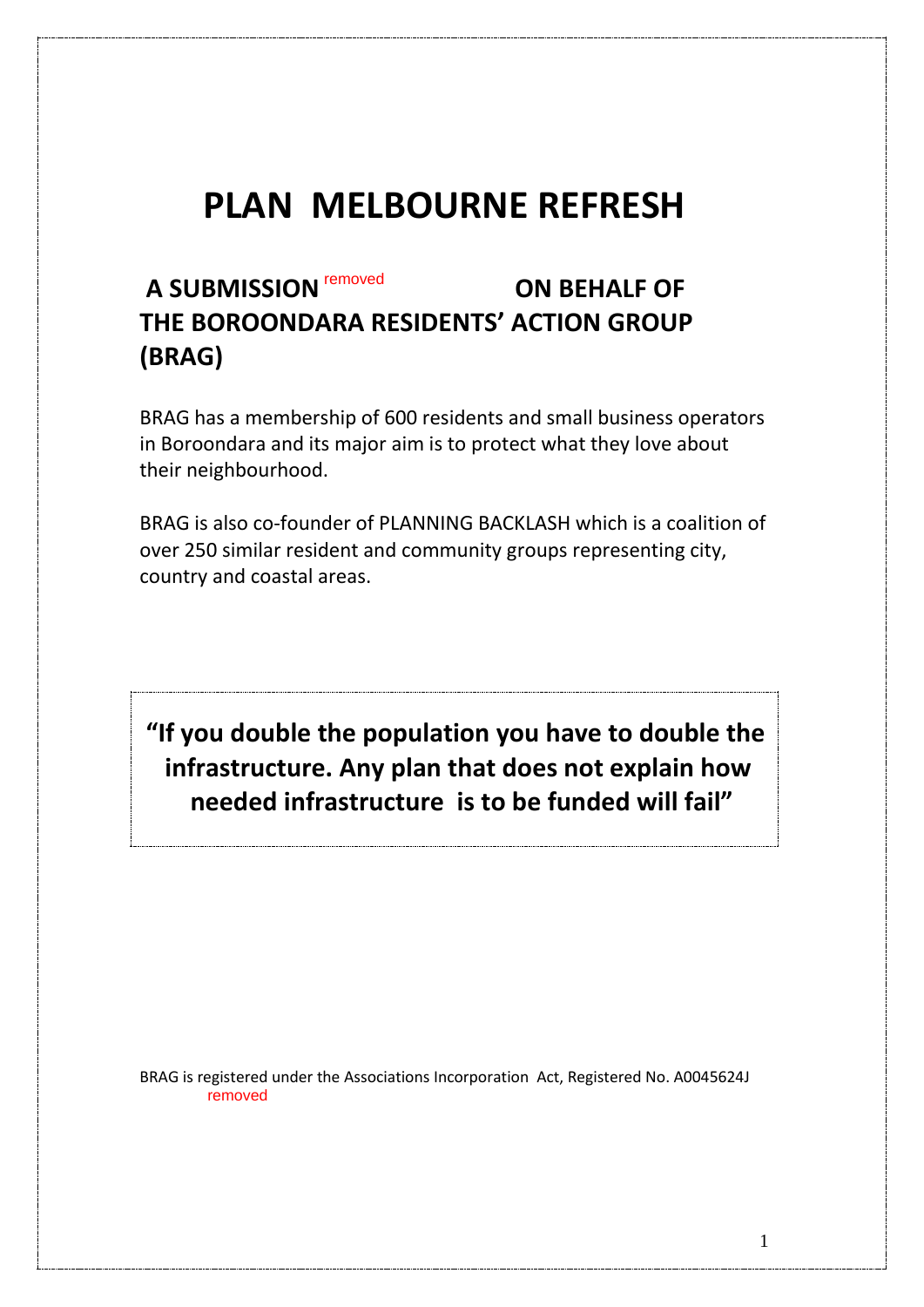# PLAN MELBOURNE REFRESH

## A SUBMISSION removed ON BEHALF OF THE BOROONDARA RESIDENTS' ACTION GROUP (BRAG)

BRAG has a membership of 600 residents and small business operators in Boroondara and its major aim is to protect what they love about their neighbourhood.

BRAG is also co-founder of PLANNING BACKLASH which is a coalition of over 250 similar resident and community groups representing city, country and coastal areas.

**"If you double the population you have to double the infrastructure. Any plan that does not explain how needed infrastructure is to be funded will fail"**

BRAG is registered under the Associations Incorporation Act, Registered No. A0045624J
removed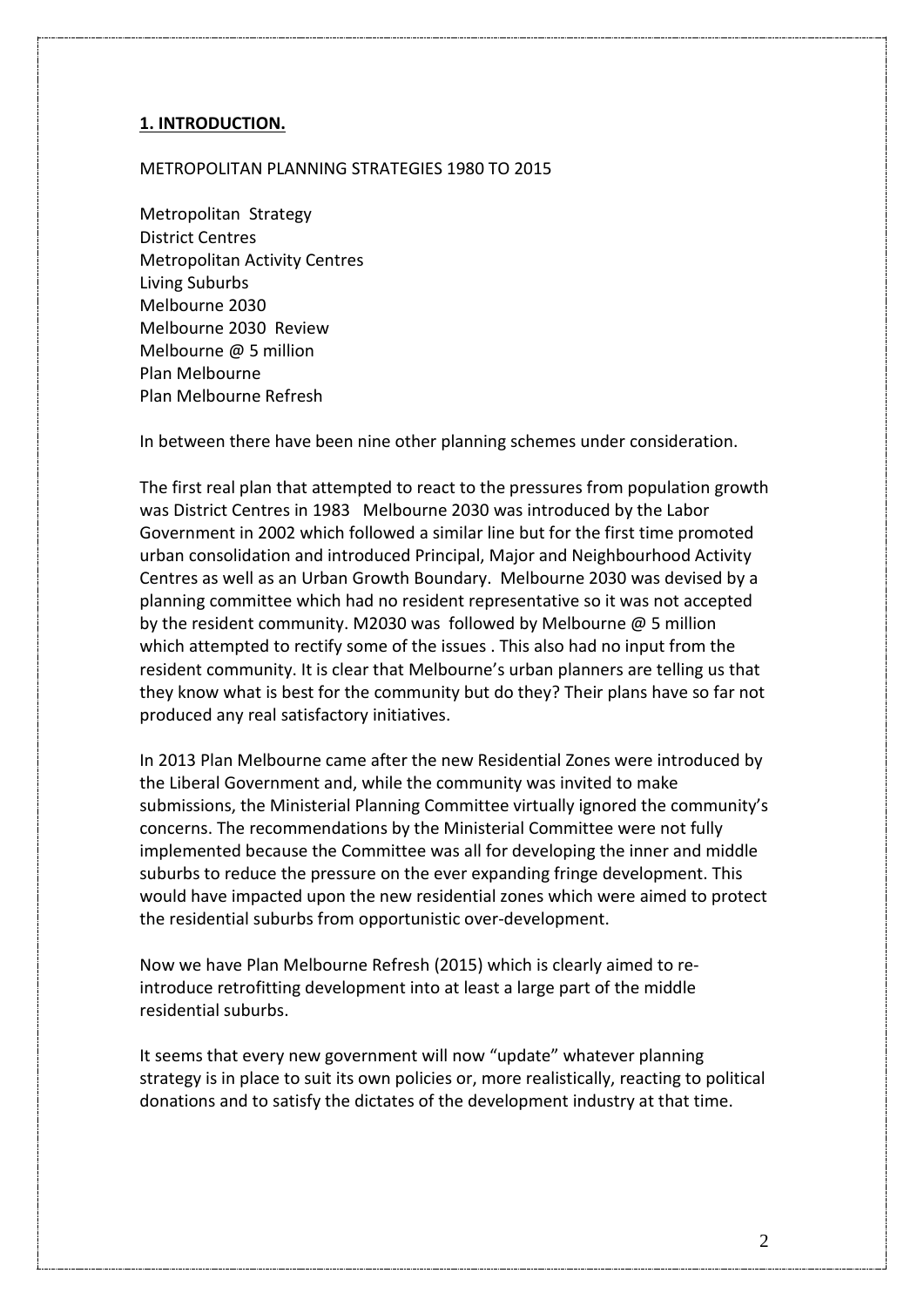## **1. INTRODUCTION.**

METROPOLITAN PLANNING STRATEGIES 1980 TO 2015

Metropolitan Strategy
District Centres
Metropolitan Activity Centres
Living Suburbs
Melbourne 2030
Melbourne 2030 Review
Melbourne @ 5 million
Plan Melbourne
Plan Melbourne Refresh

In between there have been nine other planning schemes under consideration.

The first real plan that attempted to react to the pressures from population growth was District Centres in 1983 Melbourne 2030 was introduced by the Labor Government in 2002 which followed a similar line but for the first time promoted urban consolidation and introduced Principal, Major and Neighbourhood Activity Centres as well as an Urban Growth Boundary. Melbourne 2030 was devised by a planning committee which had no resident representative so it was not accepted by the resident community. M2030 was followed by Melbourne @ 5 million which attempted to rectify some of the issues . This also had no input from the resident community. It is clear that Melbourne's urban planners are telling us that they know what is best for the community but do they? Their plans have so far not produced any real satisfactory initiatives.

In 2013 Plan Melbourne came after the new Residential Zones were introduced by the Liberal Government and, while the community was invited to make submissions, the Ministerial Planning Committee virtually ignored the community's concerns. The recommendations by the Ministerial Committee were not fully implemented because the Committee was all for developing the inner and middle suburbs to reduce the pressure on the ever expanding fringe development. This would have impacted upon the new residential zones which were aimed to protect the residential suburbs from opportunistic over-development.

Now we have Plan Melbourne Refresh (2015) which is clearly aimed to re-introduce retrofitting development into at least a large part of the middle residential suburbs.

It seems that every new government will now "update" whatever planning strategy is in place to suit its own policies or, more realistically, reacting to political donations and to satisfy the dictates of the development industry at that time.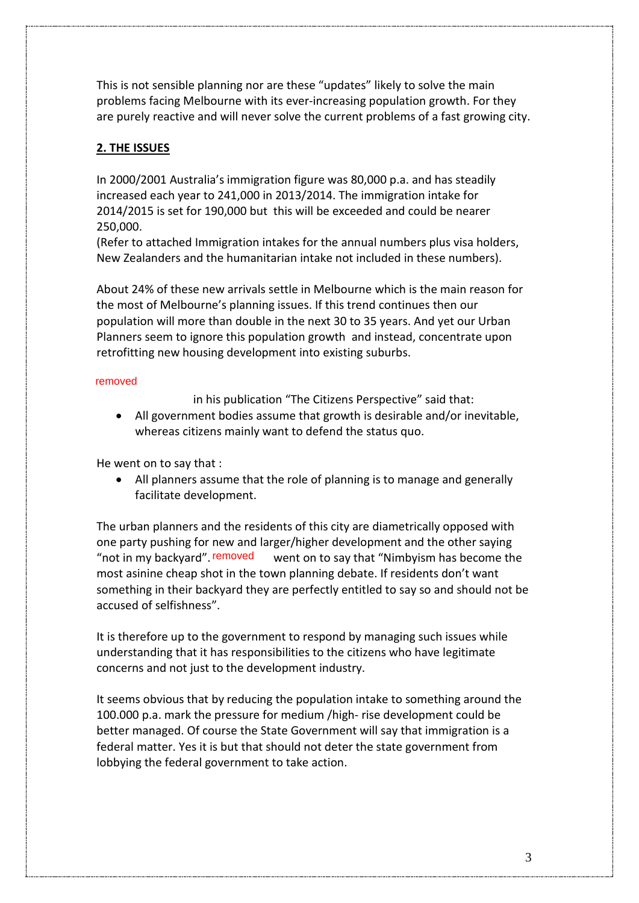This is not sensible planning nor are these "updates" likely to solve the main problems facing Melbourne with its ever-increasing population growth. For they are purely reactive and will never solve the current problems of a fast growing city.

## 2. THE ISSUES

In 2000/2001 Australia's immigration figure was 80,000 p.a. and has steadily increased each year to 241,000 in 2013/2014. The immigration intake for 2014/2015 is set for 190,000 but this will be exceeded and could be nearer 250,000.
(Refer to attached Immigration intakes for the annual numbers plus visa holders, New Zealanders and the humanitarian intake not included in these numbers).

About 24% of these new arrivals settle in Melbourne which is the main reason for the most of Melbourne's planning issues. If this trend continues then our population will more than double in the next 30 to 35 years. And yet our Urban Planners seem to ignore this population growth and instead, concentrate upon retrofitting new housing development into existing suburbs.

removed in his publication "The Citizens Perspective" said that:

- All government bodies assume that growth is desirable and/or inevitable, whereas citizens mainly want to defend the status quo.

He went on to say that :

- All planners assume that the role of planning is to manage and generally facilitate development.

The urban planners and the residents of this city are diametrically opposed with one party pushing for new and larger/higher development and the other saying "not in my backyard". removed went on to say that "Nimbyism has become the most asinine cheap shot in the town planning debate. If residents don't want something in their backyard they are perfectly entitled to say so and should not be accused of selfishness".

It is therefore up to the government to respond by managing such issues while understanding that it has responsibilities to the citizens who have legitimate concerns and not just to the development industry.

It seems obvious that by reducing the population intake to something around the 100.000 p.a. mark the pressure for medium /high- rise development could be better managed. Of course the State Government will say that immigration is a federal matter. Yes it is but that should not deter the state government from lobbying the federal government to take action.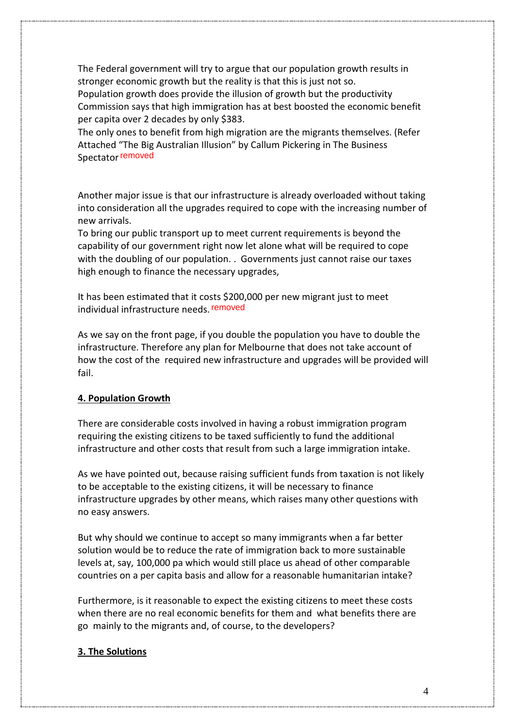The Federal government will try to argue that our population growth results in stronger economic growth but the reality is that this is just not so.
Population growth does provide the illusion of growth but the productivity Commission says that high immigration has at best boosted the economic benefit per capita over 2 decades by only $383.
The only ones to benefit from high migration are the migrants themselves. (Refer Attached "The Big Australian Illusion" by Callum Pickering in The Business Spectator removed

Another major issue is that our infrastructure is already overloaded without taking into consideration all the upgrades required to cope with the increasing number of new arrivals.
To bring our public transport up to meet current requirements is beyond the capability of our government right now let alone what will be required to cope with the doubling of our population. . Governments just cannot raise our taxes high enough to finance the necessary upgrades,

It has been estimated that it costs $200,000 per new migrant just to meet individual infrastructure needs. removed

As we say on the front page, if you double the population you have to double the infrastructure. Therefore any plan for Melbourne that does not take account of how the cost of the required new infrastructure and upgrades will be provided will fail.

## 4. Population Growth

There are considerable costs involved in having a robust immigration program requiring the existing citizens to be taxed sufficiently to fund the additional infrastructure and other costs that result from such a large immigration intake.

As we have pointed out, because raising sufficient funds from taxation is not likely to be acceptable to the existing citizens, it will be necessary to finance infrastructure upgrades by other means, which raises many other questions with no easy answers.

But why should we continue to accept so many immigrants when a far better solution would be to reduce the rate of immigration back to more sustainable levels at, say, 100,000 pa which would still place us ahead of other comparable countries on a per capita basis and allow for a reasonable humanitarian intake?

Furthermore, is it reasonable to expect the existing citizens to meet these costs when there are no real economic benefits for them and what benefits there are go mainly to the migrants and, of course, to the developers?

## 3. The Solutions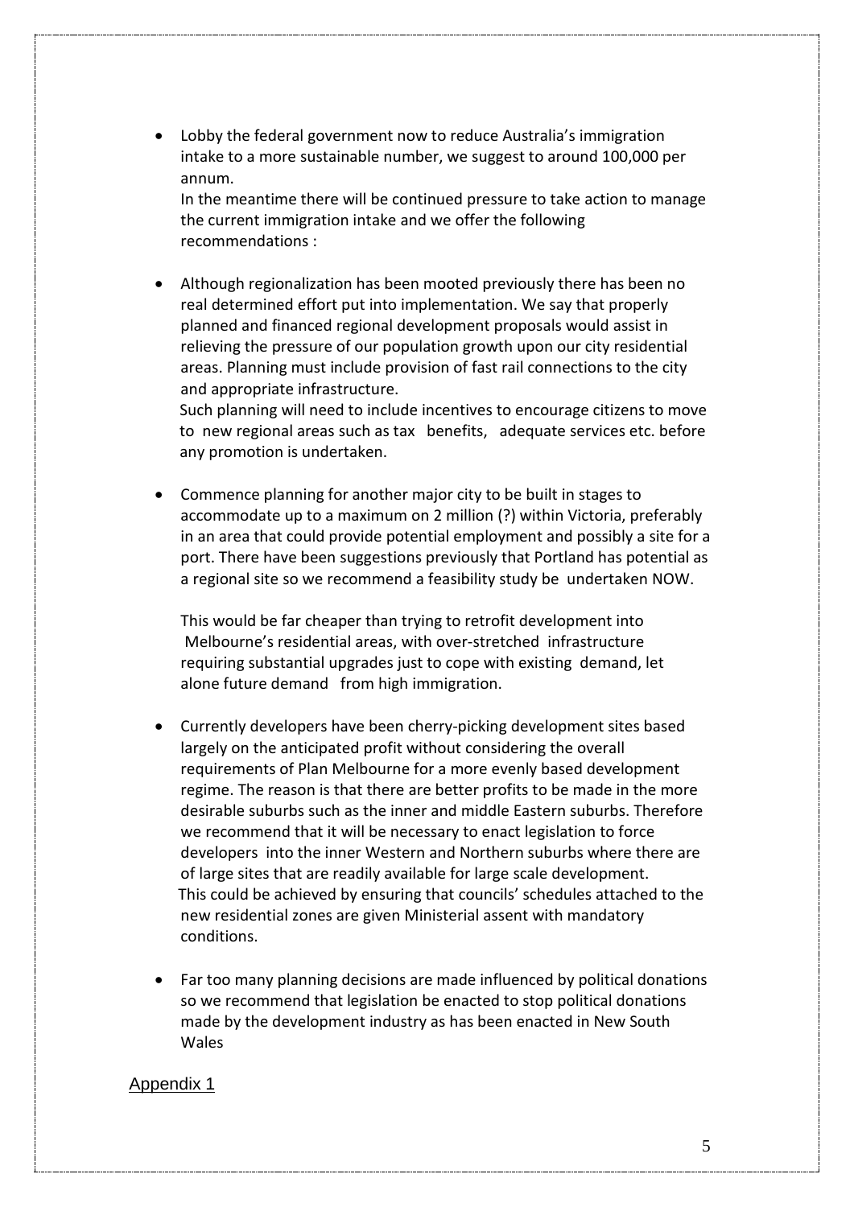- Lobby the federal government now to reduce Australia's immigration intake to a more sustainable number, we suggest to around 100,000 per annum.
  In the meantime there will be continued pressure to take action to manage the current immigration intake and we offer the following recommendations :

- Although regionalization has been mooted previously there has been no real determined effort put into implementation. We say that properly planned and financed regional development proposals would assist in relieving the pressure of our population growth upon our city residential areas. Planning must include provision of fast rail connections to the city and appropriate infrastructure.
  Such planning will need to include incentives to encourage citizens to move to new regional areas such as tax benefits, adequate services etc. before any promotion is undertaken.

- Commence planning for another major city to be built in stages to accommodate up to a maximum on 2 million (?) within Victoria, preferably in an area that could provide potential employment and possibly a site for a port. There have been suggestions previously that Portland has potential as a regional site so we recommend a feasibility study be undertaken NOW.

  This would be far cheaper than trying to retrofit development into Melbourne's residential areas, with over-stretched infrastructure requiring substantial upgrades just to cope with existing demand, let alone future demand from high immigration.

- Currently developers have been cherry-picking development sites based largely on the anticipated profit without considering the overall requirements of Plan Melbourne for a more evenly based development regime. The reason is that there are better profits to be made in the more desirable suburbs such as the inner and middle Eastern suburbs. Therefore we recommend that it will be necessary to enact legislation to force developers into the inner Western and Northern suburbs where there are of large sites that are readily available for large scale development.
  This could be achieved by ensuring that councils' schedules attached to the new residential zones are given Ministerial assent with mandatory conditions.

- Far too many planning decisions are made influenced by political donations so we recommend that legislation be enacted to stop political donations made by the development industry as has been enacted in New South Wales

## Appendix 1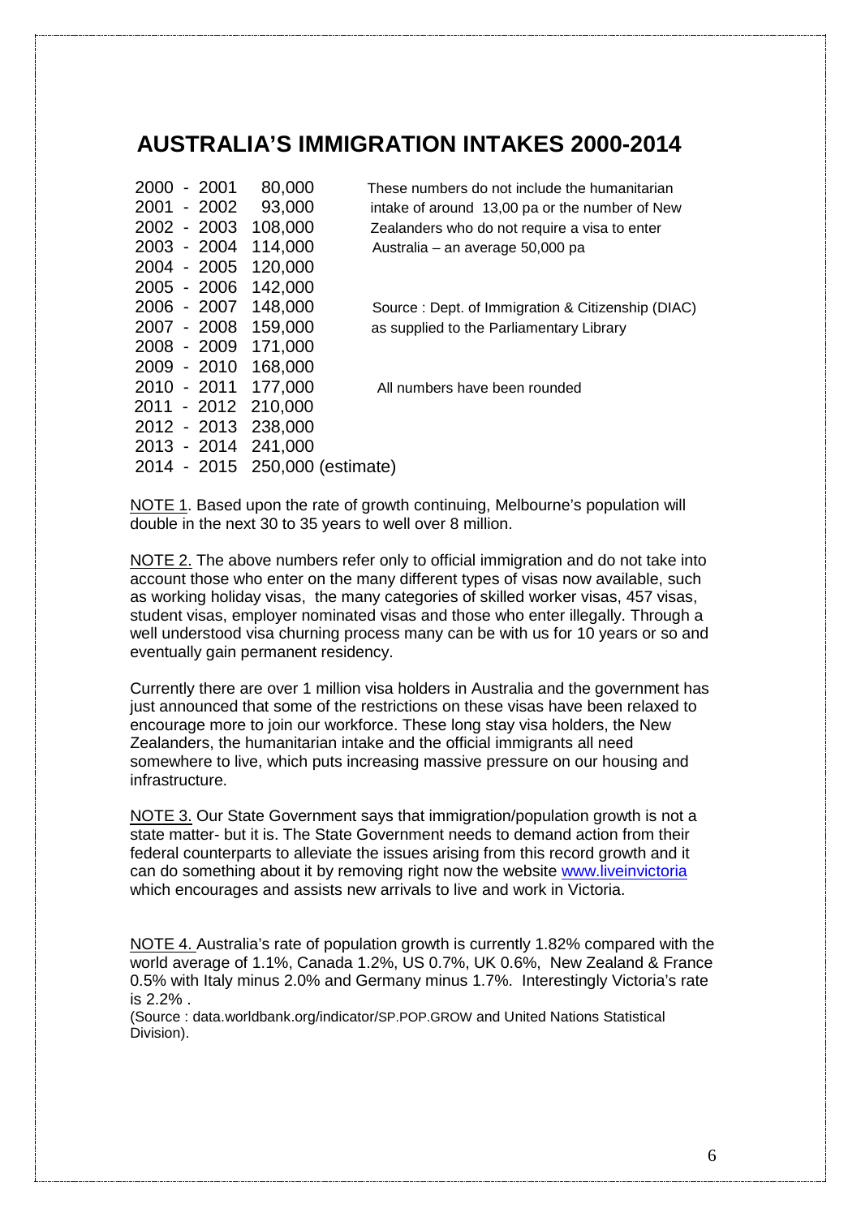# AUSTRALIA'S IMMIGRATION INTAKES 2000-2014

| Year | Intake |
|---|---|
| 2000 - 2001 | 80,000 |
| 2001 - 2002 | 93,000 |
| 2002 - 2003 | 108,000 |
| 2003 - 2004 | 114,000 |
| 2004 - 2005 | 120,000 |
| 2005 - 2006 | 142,000 |
| 2006 - 2007 | 148,000 |
| 2007 - 2008 | 159,000 |
| 2008 - 2009 | 171,000 |
| 2009 - 2010 | 168,000 |
| 2010 - 2011 | 177,000 |
| 2011 - 2012 | 210,000 |
| 2012 - 2013 | 238,000 |
| 2013 - 2014 | 241,000 |
| 2014 - 2015 | 250,000 (estimate) |

These numbers do not include the humanitarian intake of around 13,00 pa or the number of New Zealanders who do not require a visa to enter Australia – an average 50,000 pa

Source : Dept. of Immigration & Citizenship (DIAC) as supplied to the Parliamentary Library

All numbers have been rounded

NOTE 1. Based upon the rate of growth continuing, Melbourne's population will double in the next 30 to 35 years to well over 8 million.

NOTE 2. The above numbers refer only to official immigration and do not take into account those who enter on the many different types of visas now available, such as working holiday visas, the many categories of skilled worker visas, 457 visas, student visas, employer nominated visas and those who enter illegally. Through a well understood visa churning process many can be with us for 10 years or so and eventually gain permanent residency.

Currently there are over 1 million visa holders in Australia and the government has just announced that some of the restrictions on these visas have been relaxed to encourage more to join our workforce. These long stay visa holders, the New Zealanders, the humanitarian intake and the official immigrants all need somewhere to live, which puts increasing massive pressure on our housing and infrastructure.

NOTE 3. Our State Government says that immigration/population growth is not a state matter- but it is. The State Government needs to demand action from their federal counterparts to alleviate the issues arising from this record growth and it can do something about it by removing right now the website www.liveinvictoria which encourages and assists new arrivals to live and work in Victoria.

NOTE 4. Australia's rate of population growth is currently 1.82% compared with the world average of 1.1%, Canada 1.2%, US 0.7%, UK 0.6%, New Zealand & France 0.5% with Italy minus 2.0% and Germany minus 1.7%. Interestingly Victoria's rate is 2.2% .

(Source : data.worldbank.org/indicator/SP.POP.GROW and United Nations Statistical Division).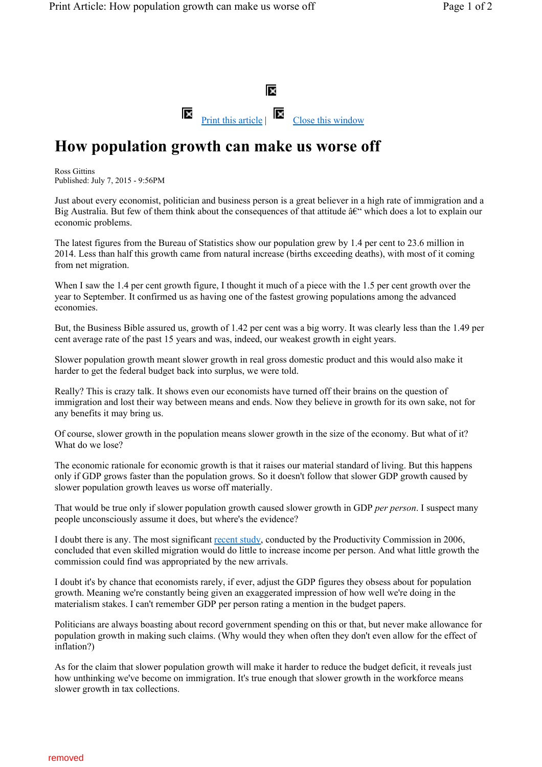Print this article | Close this window

# How population growth can make us worse off

Ross Gittins
Published: July 7, 2015 - 9:56PM

Just about every economist, politician and business person is a great believer in a high rate of immigration and a Big Australia. But few of them think about the consequences of that attitude â€" which does a lot to explain our economic problems.

The latest figures from the Bureau of Statistics show our population grew by 1.4 per cent to 23.6 million in 2014. Less than half this growth came from natural increase (births exceeding deaths), with most of it coming from net migration.

When I saw the 1.4 per cent growth figure, I thought it much of a piece with the 1.5 per cent growth over the year to September. It confirmed us as having one of the fastest growing populations among the advanced economies.

But, the Business Bible assured us, growth of 1.42 per cent was a big worry. It was clearly less than the 1.49 per cent average rate of the past 15 years and was, indeed, our weakest growth in eight years.

Slower population growth meant slower growth in real gross domestic product and this would also make it harder to get the federal budget back into surplus, we were told.

Really? This is crazy talk. It shows even our economists have turned off their brains on the question of immigration and lost their way between means and ends. Now they believe in growth for its own sake, not for any benefits it may bring us.

Of course, slower growth in the population means slower growth in the size of the economy. But what of it? What do we lose?

The economic rationale for economic growth is that it raises our material standard of living. But this happens only if GDP grows faster than the population grows. So it doesn't follow that slower GDP growth caused by slower population growth leaves us worse off materially.

That would be true only if slower population growth caused slower growth in GDP *per person*. I suspect many people unconsciously assume it does, but where's the evidence?

I doubt there is any. The most significant recent study, conducted by the Productivity Commission in 2006, concluded that even skilled migration would do little to increase income per person. And what little growth the commission could find was appropriated by the new arrivals.

I doubt it's by chance that economists rarely, if ever, adjust the GDP figures they obsess about for population growth. Meaning we're constantly being given an exaggerated impression of how well we're doing in the materialism stakes. I can't remember GDP per person rating a mention in the budget papers.

Politicians are always boasting about record government spending on this or that, but never make allowance for population growth in making such claims. (Why would they when often they don't even allow for the effect of inflation?)

As for the claim that slower population growth will make it harder to reduce the budget deficit, it reveals just how unthinking we've become on immigration. It's true enough that slower growth in the workforce means slower growth in tax collections.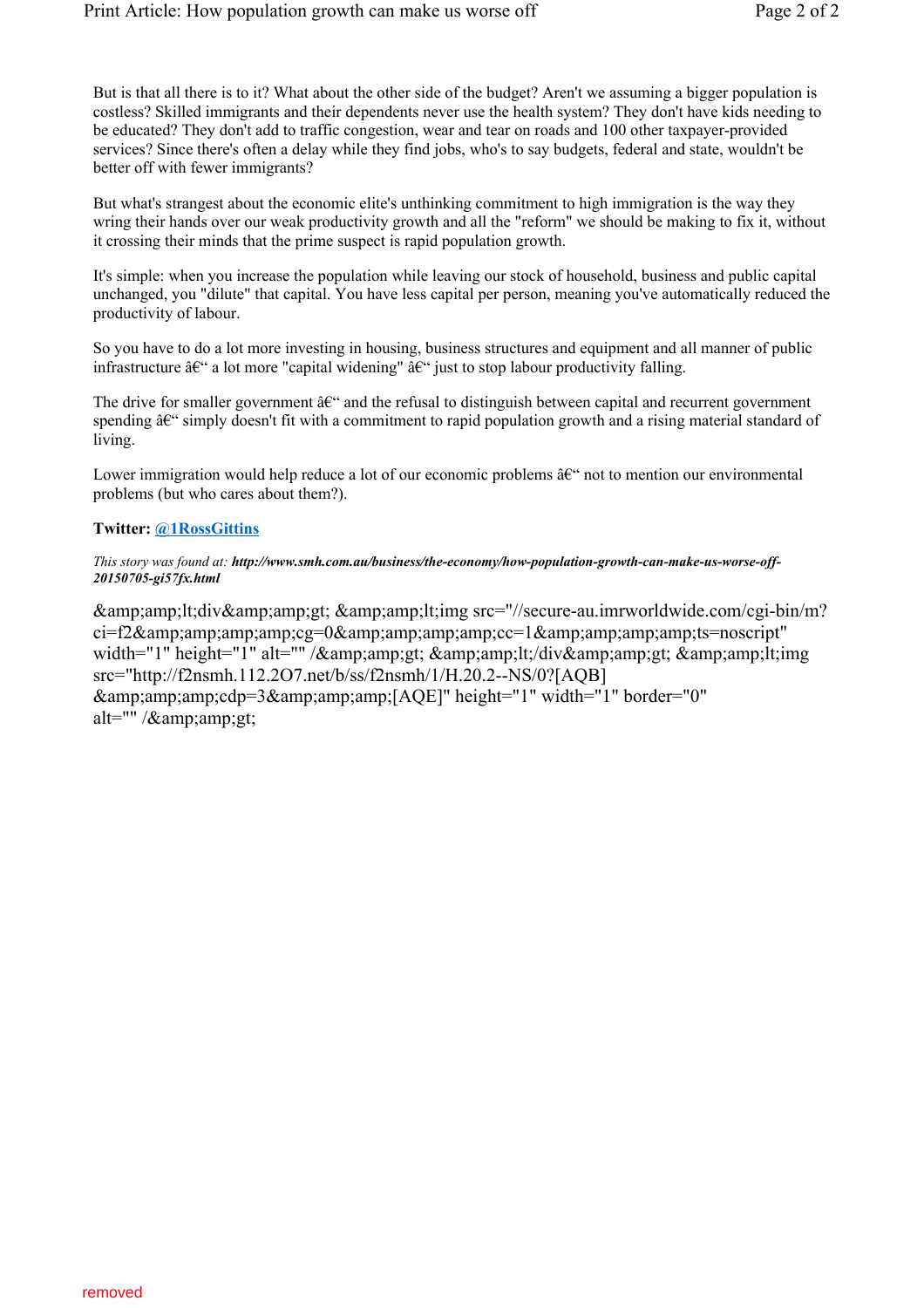But is that all there is to it? What about the other side of the budget? Aren't we assuming a bigger population is costless? Skilled immigrants and their dependents never use the health system? They don't have kids needing to be educated? They don't add to traffic congestion, wear and tear on roads and 100 other taxpayer-provided services? Since there's often a delay while they find jobs, who's to say budgets, federal and state, wouldn't be better off with fewer immigrants?

But what's strangest about the economic elite's unthinking commitment to high immigration is the way they wring their hands over our weak productivity growth and all the "reform" we should be making to fix it, without it crossing their minds that the prime suspect is rapid population growth.

It's simple: when you increase the population while leaving our stock of household, business and public capital unchanged, you "dilute" that capital. You have less capital per person, meaning you've automatically reduced the productivity of labour.

So you have to do a lot more investing in housing, business structures and equipment and all manner of public infrastructure â€“ a lot more "capital widening" â€“ just to stop labour productivity falling.

The drive for smaller government â€“ and the refusal to distinguish between capital and recurrent government spending â€“ simply doesn't fit with a commitment to rapid population growth and a rising material standard of living.

Lower immigration would help reduce a lot of our economic problems â€“ not to mention our environmental problems (but who cares about them?).

**Twitter: @1RossGittins**

*This story was found at:* ***http://www.smh.com.au/business/the-economy/how-population-growth-can-make-us-worse-off-20150705-gi57fx.html***

&amp;amp;lt;div&amp;amp;gt; &amp;amp;lt;img src="//secure-au.imrworldwide.com/cgi-bin/m?ci=f2&amp;amp;amp;amp;cg=0&amp;amp;amp;amp;cc=1&amp;amp;amp;amp;ts=noscript" width="1" height="1" alt="" /&amp;amp;gt; &amp;amp;lt;/div&amp;amp;gt; &amp;amp;lt;img src="http://f2nsmh.112.2O7.net/b/ss/f2nsmh/1/H.20.2--NS/0?[AQB]&amp;amp;amp;cdp=3&amp;amp;amp;[AQE]" height="1" width="1" border="0" alt="" /&amp;amp;gt;

removed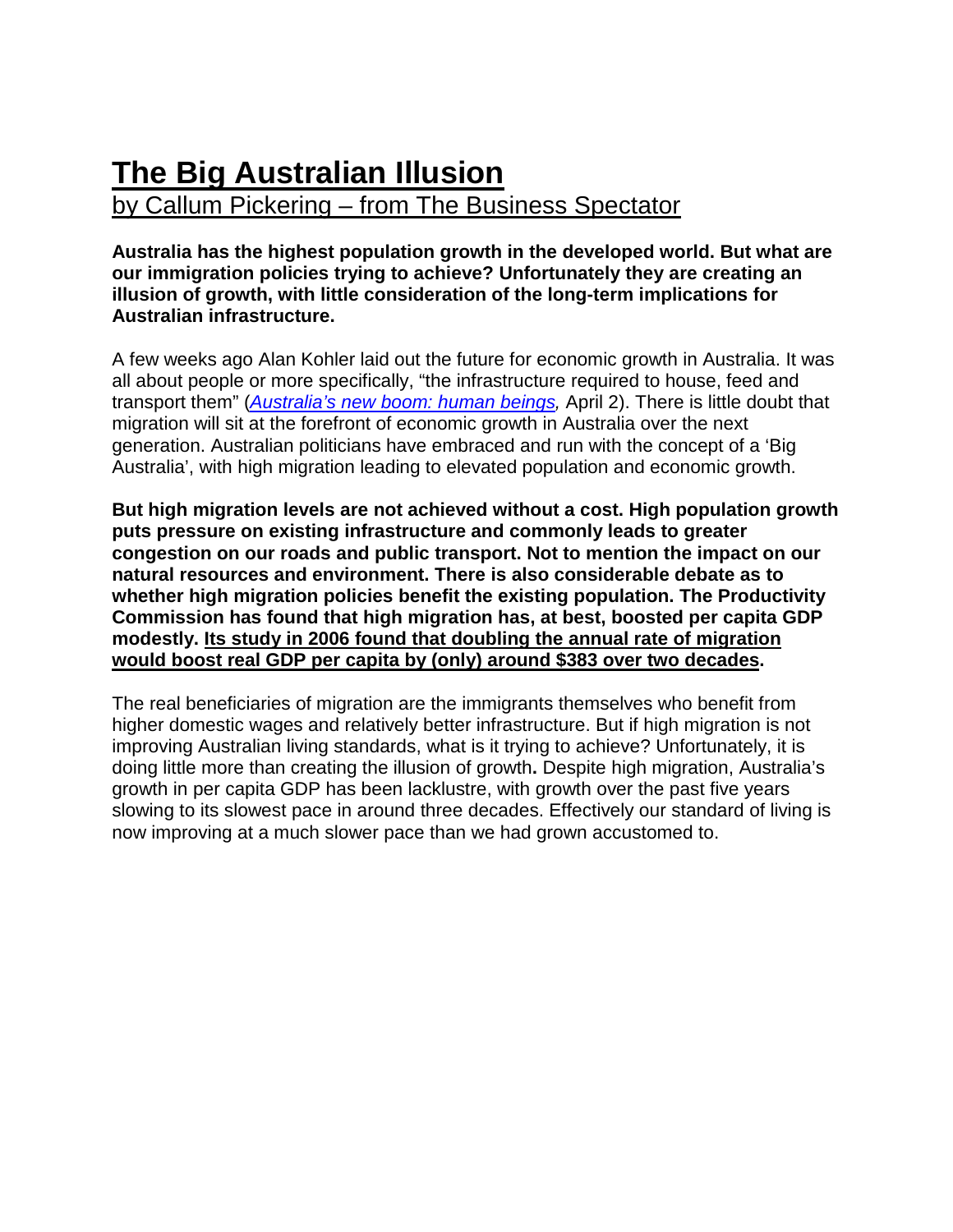# The Big Australian Illusion

by Callum Pickering – from The Business Spectator

**Australia has the highest population growth in the developed world. But what are our immigration policies trying to achieve? Unfortunately they are creating an illusion of growth, with little consideration of the long-term implications for Australian infrastructure.**

A few weeks ago Alan Kohler laid out the future for economic growth in Australia. It was all about people or more specifically, "the infrastructure required to house, feed and transport them" (*Australia's new boom: human beings*, April 2). There is little doubt that migration will sit at the forefront of economic growth in Australia over the next generation. Australian politicians have embraced and run with the concept of a 'Big Australia', with high migration leading to elevated population and economic growth.

**But high migration levels are not achieved without a cost. High population growth puts pressure on existing infrastructure and commonly leads to greater congestion on our roads and public transport. Not to mention the impact on our natural resources and environment. There is also considerable debate as to whether high migration policies benefit the existing population. The Productivity Commission has found that high migration has, at best, boosted per capita GDP modestly. <u>Its study in 2006 found that doubling the annual rate of migration would boost real GDP per capita by (only) around $383 over two decades</u>.**

The real beneficiaries of migration are the immigrants themselves who benefit from higher domestic wages and relatively better infrastructure. But if high migration is not improving Australian living standards, what is it trying to achieve? Unfortunately, it is doing little more than creating the illusion of growth**.** Despite high migration, Australia's growth in per capita GDP has been lacklustre, with growth over the past five years slowing to its slowest pace in around three decades. Effectively our standard of living is now improving at a much slower pace than we had grown accustomed to.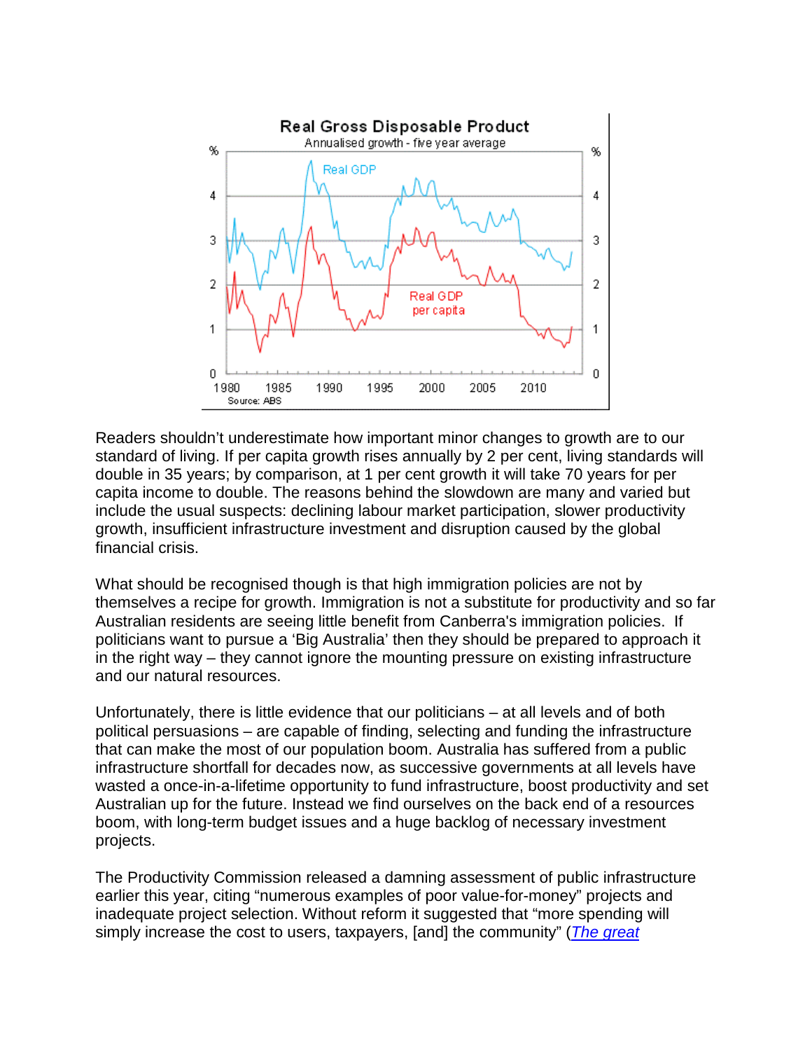Real Gross Disposable Product

Annualised growth - five year average

Source: ABS

Readers shouldn't underestimate how important minor changes to growth are to our standard of living. If per capita growth rises annually by 2 per cent, living standards will double in 35 years; by comparison, at 1 per cent growth it will take 70 years for per capita income to double. The reasons behind the slowdown are many and varied but include the usual suspects: declining labour market participation, slower productivity growth, insufficient infrastructure investment and disruption caused by the global financial crisis.

What should be recognised though is that high immigration policies are not by themselves a recipe for growth. Immigration is not a substitute for productivity and so far Australian residents are seeing little benefit from Canberra's immigration policies. If politicians want to pursue a 'Big Australia' then they should be prepared to approach it in the right way – they cannot ignore the mounting pressure on existing infrastructure and our natural resources.

Unfortunately, there is little evidence that our politicians – at all levels and of both political persuasions – are capable of finding, selecting and funding the infrastructure that can make the most of our population boom. Australia has suffered from a public infrastructure shortfall for decades now, as successive governments at all levels have wasted a once-in-a-lifetime opportunity to fund infrastructure, boost productivity and set Australian up for the future. Instead we find ourselves on the back end of a resources boom, with long-term budget issues and a huge backlog of necessary investment projects.

The Productivity Commission released a damning assessment of public infrastructure earlier this year, citing "numerous examples of poor value-for-money" projects and inadequate project selection. Without reform it suggested that "more spending will simply increase the cost to users, taxpayers, [and] the community" (*The great*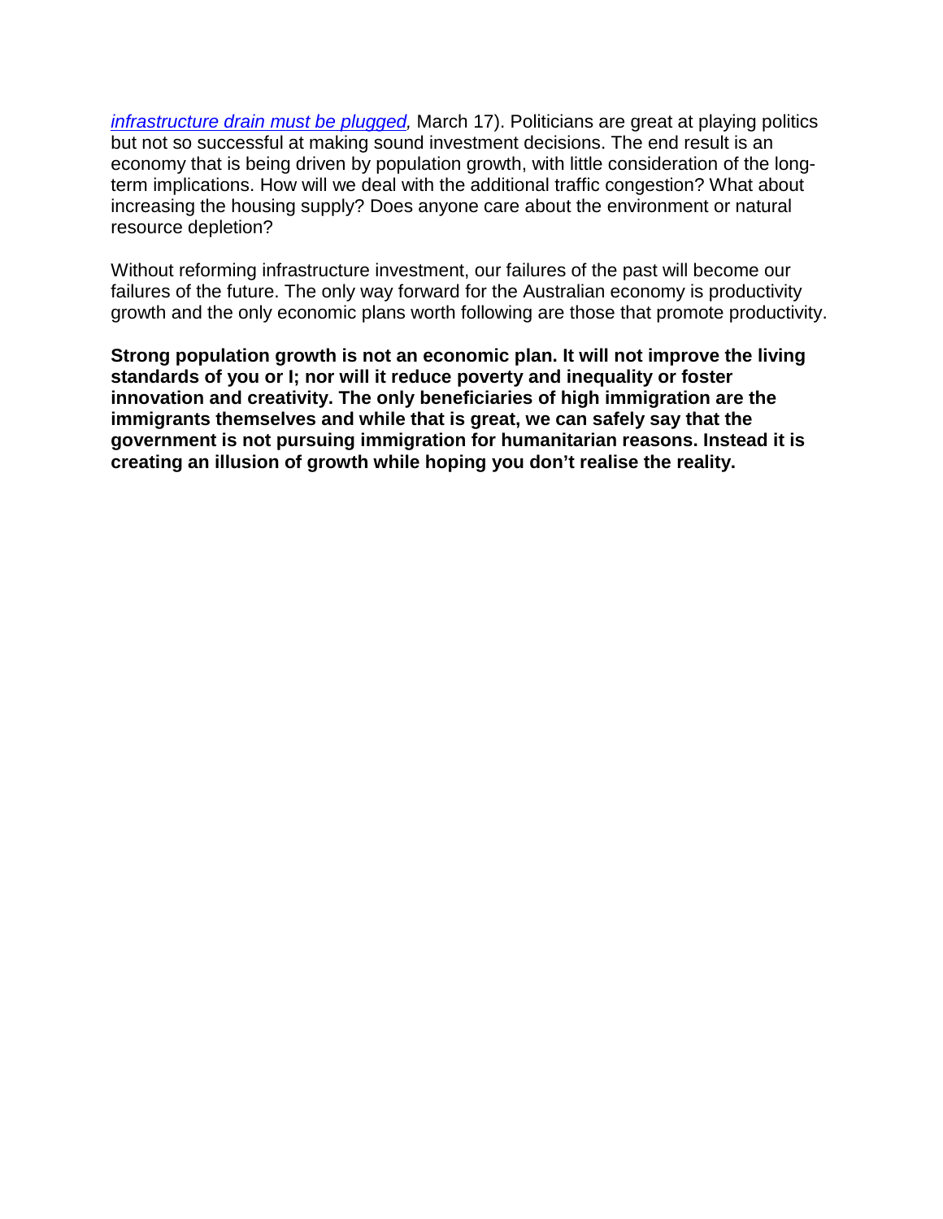*infrastructure drain must be plugged,* March 17). Politicians are great at playing politics but not so successful at making sound investment decisions. The end result is an economy that is being driven by population growth, with little consideration of the long-term implications. How will we deal with the additional traffic congestion? What about increasing the housing supply? Does anyone care about the environment or natural resource depletion?

Without reforming infrastructure investment, our failures of the past will become our failures of the future. The only way forward for the Australian economy is productivity growth and the only economic plans worth following are those that promote productivity.

**Strong population growth is not an economic plan. It will not improve the living standards of you or I; nor will it reduce poverty and inequality or foster innovation and creativity. The only beneficiaries of high immigration are the immigrants themselves and while that is great, we can safely say that the government is not pursuing immigration for humanitarian reasons. Instead it is creating an illusion of growth while hoping you don't realise the reality.**